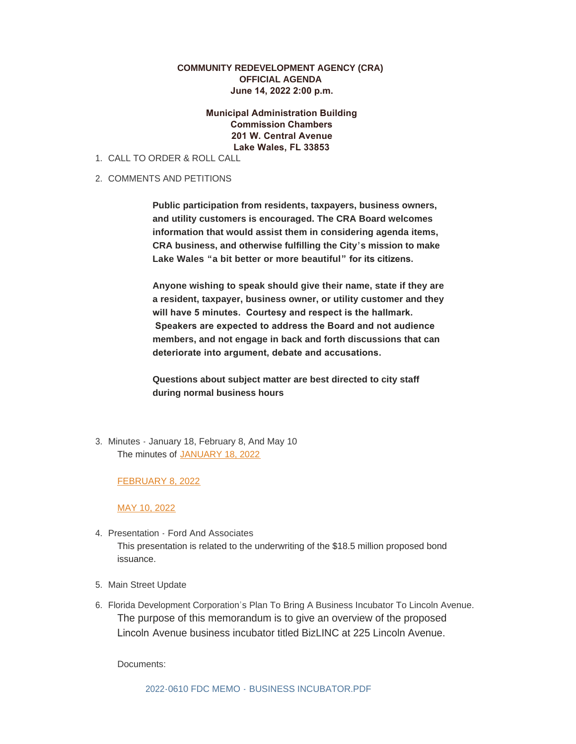**COMMUNITY REDEVELOPMENT AGENCY (CRA)**
**OFFICIAL AGENDA**
**June 14, 2022 2:00 p.m.**

**Municipal Administration Building**
**Commission Chambers**
**201 W. Central Avenue**
**Lake Wales, FL 33853**

1. CALL TO ORDER & ROLL CALL

2. COMMENTS AND PETITIONS

   **Public participation from residents, taxpayers, business owners, and utility customers is encouraged. The CRA Board welcomes information that would assist them in considering agenda items, CRA business, and otherwise fulfilling the City's mission to make Lake Wales "a bit better or more beautiful" for its citizens.**

   **Anyone wishing to speak should give their name, state if they are a resident, taxpayer, business owner, or utility customer and they will have 5 minutes. Courtesy and respect is the hallmark. Speakers are expected to address the Board and not audience members, and not engage in back and forth discussions that can deteriorate into argument, debate and accusations.**

   **Questions about subject matter are best directed to city staff during normal business hours**

3. Minutes - January 18, February 8, And May 10

   The minutes of JANUARY 18, 2022

   FEBRUARY 8, 2022

   MAY 10, 2022

4. Presentation - Ford And Associates

   This presentation is related to the underwriting of the $18.5 million proposed bond issuance.

5. Main Street Update

6. Florida Development Corporation's Plan To Bring A Business Incubator To Lincoln Avenue.

   The purpose of this memorandum is to give an overview of the proposed Lincoln Avenue business incubator titled BizLINC at 225 Lincoln Avenue.

   Documents:

   2022-0610 FDC MEMO - BUSINESS INCUBATOR.PDF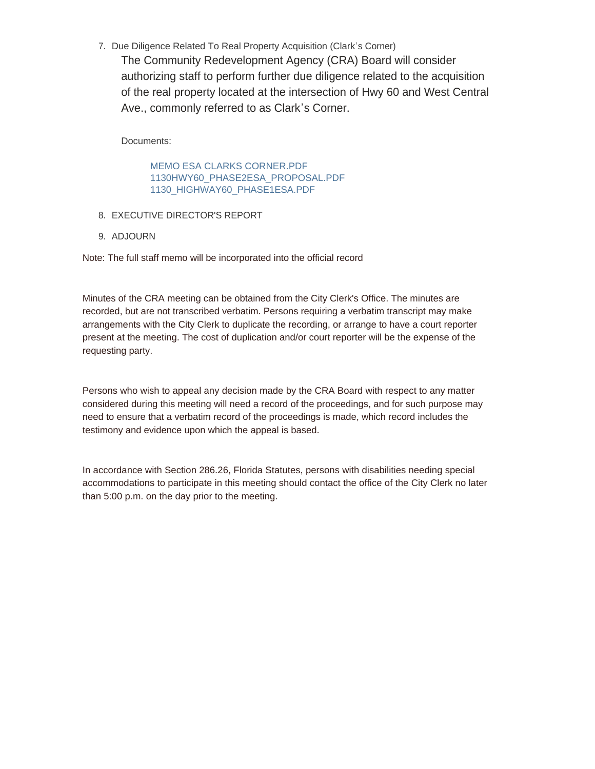7. Due Diligence Related To Real Property Acquisition (Clark's Corner)

   The Community Redevelopment Agency (CRA) Board will consider authorizing staff to perform further due diligence related to the acquisition of the real property located at the intersection of Hwy 60 and West Central Ave., commonly referred to as Clark's Corner.

   Documents:

   - MEMO ESA CLARKS CORNER.PDF
   - 1130HWY60_PHASE2ESA_PROPOSAL.PDF
   - 1130_HIGHWAY60_PHASE1ESA.PDF

8. EXECUTIVE DIRECTOR'S REPORT

9. ADJOURN

Note: The full staff memo will be incorporated into the official record

Minutes of the CRA meeting can be obtained from the City Clerk's Office. The minutes are recorded, but are not transcribed verbatim. Persons requiring a verbatim transcript may make arrangements with the City Clerk to duplicate the recording, or arrange to have a court reporter present at the meeting. The cost of duplication and/or court reporter will be the expense of the requesting party.

Persons who wish to appeal any decision made by the CRA Board with respect to any matter considered during this meeting will need a record of the proceedings, and for such purpose may need to ensure that a verbatim record of the proceedings is made, which record includes the testimony and evidence upon which the appeal is based.

In accordance with Section 286.26, Florida Statutes, persons with disabilities needing special accommodations to participate in this meeting should contact the office of the City Clerk no later than 5:00 p.m. on the day prior to the meeting.